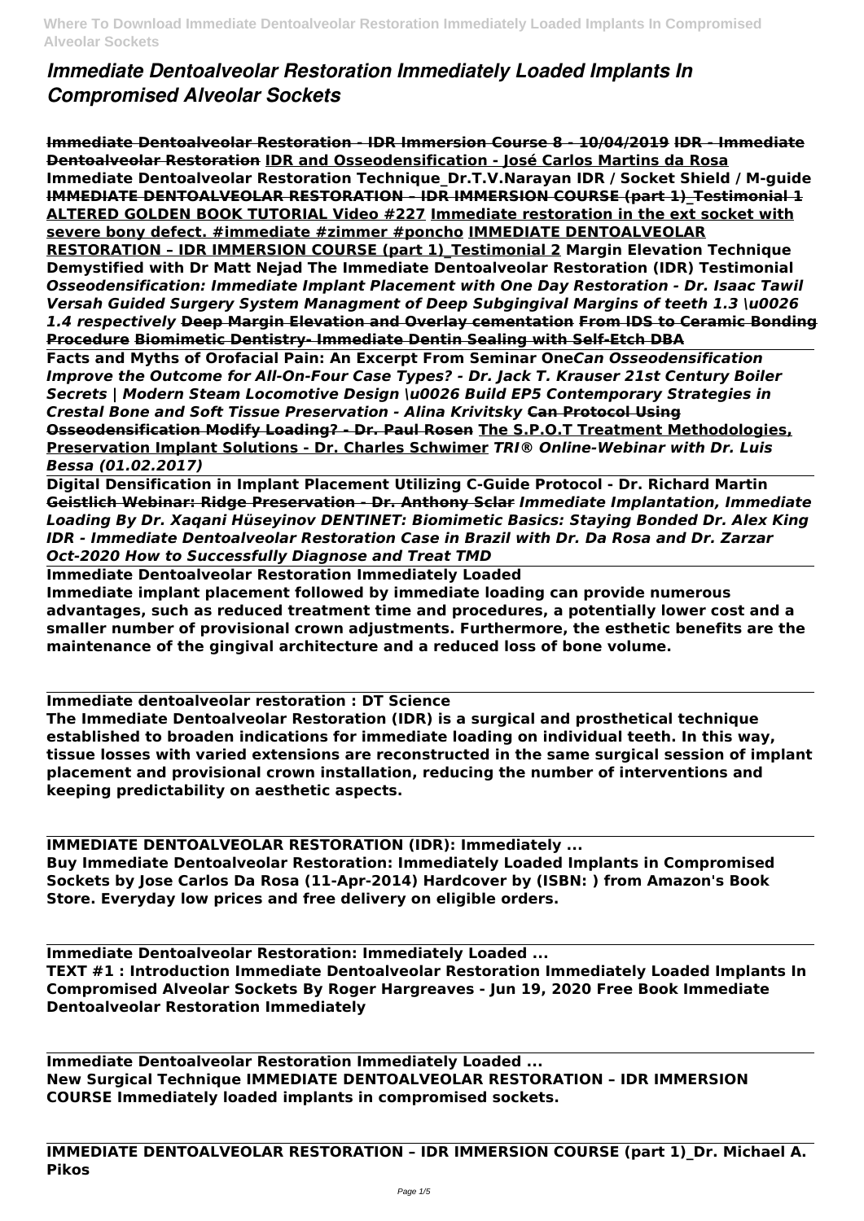// Where To Download Immediate Dentoalveolar Restoration Immediately Loaded Implants In Compromised Alveolar Sockets — header; omit.

# *Immediate Dentoalveolar Restoration Immediately Loaded Implants In Compromised Alveolar Sockets*

**Immediate Dentoalveolar Restoration - IDR Immersion Course 8 - 10/04/2019** ~~**IDR - Immediate Dentoalveolar Restoration**~~ **IDR and Osseodensification - José Carlos Martins da Rosa** **Immediate Dentoalveolar Restoration Technique_Dr.T.V.Narayan** **IDR / Socket Shield / M-guide** ~~**IMMEDIATE DENTOALVEOLAR RESTORATION – IDR IMMERSION COURSE (part 1)_Testimonial 1**~~ **ALTERED GOLDEN BOOK TUTORIAL Video #227** **Immediate restoration in the ext socket with severe bony defect. #immediate #zimmer #poncho** **IMMEDIATE DENTOALVEOLAR RESTORATION – IDR IMMERSION COURSE (part 1)_Testimonial 2** **Margin Elevation Technique Demystified with Dr Matt Nejad** **The Immediate Dentoalveolar Restoration (IDR) Testimonial** ***Osseodensification: Immediate Implant Placement with One Day Restoration - Dr. Isaac Tawil*** ***Versah Guided Surgery System Managment of Deep Subgingival Margins of teeth 1.3 \u0026 1.4 respectively*** ~~**Deep Margin Elevation and Overlay cementation**~~ ~~**From IDS to Ceramic Bonding Procedure**~~ ~~**Biomimetic Dentistry- Immediate Dentin Sealing with Self-Etch DBA**~~

**Facts and Myths of Orofacial Pain: An Excerpt From Seminar One** ***Can Osseodensification Improve the Outcome for All-On-Four Case Types? - Dr. Jack T. Krauser*** ***21st Century Boiler Secrets | Modern Steam Locomotive Design \u0026 Build EP5*** ***Contemporary Strategies in Crestal Bone and Soft Tissue Preservation - Alina Krivitsky*** ~~**Can Protocol Using Osseodensification Modify Loading? - Dr. Paul Rosen**~~ **The S.P.O.T Treatment Methodologies, Preservation Implant Solutions - Dr. Charles Schwimer** ***TRI® Online-Webinar with Dr. Luis Bessa (01.02.2017)***

**Digital Densification in Implant Placement Utilizing C-Guide Protocol - Dr. Richard Martin** ~~**Geistlich Webinar: Ridge Preservation - Dr. Anthony Sclar**~~ ***Immediate Implantation, Immediate Loading By Dr. Xaqani Hüseyinov*** ***DENTINET: Biomimetic Basics: Staying Bonded Dr. Alex King*** ***IDR - Immediate Dentoalveolar Restoration Case in Brazil with Dr. Da Rosa and Dr. Zarzar*** ***Oct-2020 How to Successfully Diagnose and Treat TMD***

**Immediate Dentoalveolar Restoration Immediately Loaded**

**Immediate implant placement followed by immediate loading can provide numerous advantages, such as reduced treatment time and procedures, a potentially lower cost and a smaller number of provisional crown adjustments. Furthermore, the esthetic benefits are the maintenance of the gingival architecture and a reduced loss of bone volume.**

**Immediate dentoalveolar restoration : DT Science**

**The Immediate Dentoalveolar Restoration (IDR) is a surgical and prosthetical technique established to broaden indications for immediate loading on individual teeth. In this way, tissue losses with varied extensions are reconstructed in the same surgical session of implant placement and provisional crown installation, reducing the number of interventions and keeping predictability on aesthetic aspects.**

**IMMEDIATE DENTOALVEOLAR RESTORATION (IDR): Immediately ...**

**Buy Immediate Dentoalveolar Restoration: Immediately Loaded Implants in Compromised Sockets by Jose Carlos Da Rosa (11-Apr-2014) Hardcover by (ISBN: ) from Amazon's Book Store. Everyday low prices and free delivery on eligible orders.**

**Immediate Dentoalveolar Restoration: Immediately Loaded ...**

**TEXT #1 : Introduction Immediate Dentoalveolar Restoration Immediately Loaded Implants In Compromised Alveolar Sockets By Roger Hargreaves - Jun 19, 2020 Free Book Immediate Dentoalveolar Restoration Immediately**

**Immediate Dentoalveolar Restoration Immediately Loaded ...**

**New Surgical Technique IMMEDIATE DENTOALVEOLAR RESTORATION – IDR IMMERSION COURSE Immediately loaded implants in compromised sockets.**

**IMMEDIATE DENTOALVEOLAR RESTORATION – IDR IMMERSION COURSE (part 1)_Dr. Michael A. Pikos**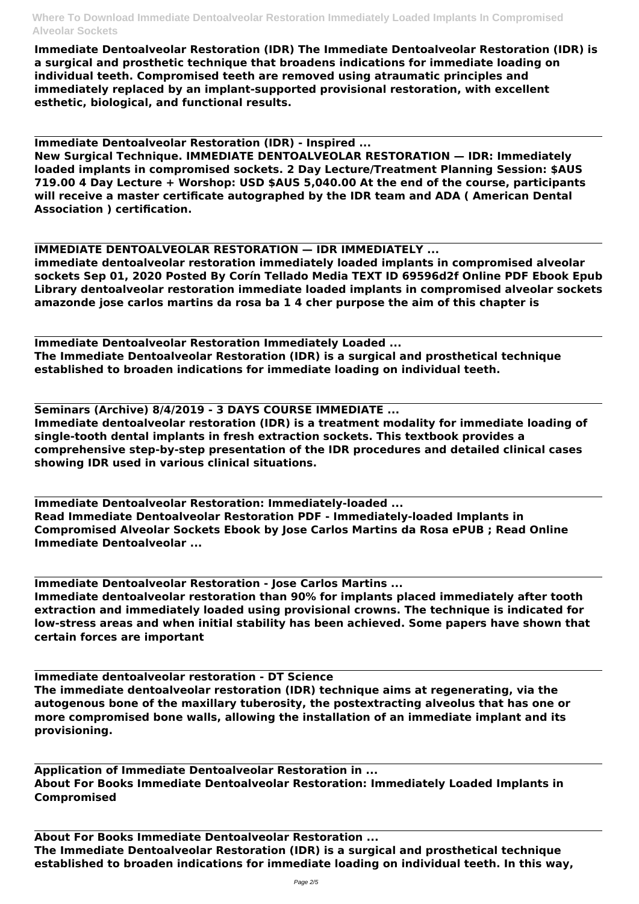**Immediate Dentoalveolar Restoration (IDR) The Immediate Dentoalveolar Restoration (IDR) is a surgical and prosthetic technique that broadens indications for immediate loading on individual teeth. Compromised teeth are removed using atraumatic principles and immediately replaced by an implant-supported provisional restoration, with excellent esthetic, biological, and functional results.**

**Immediate Dentoalveolar Restoration (IDR) - Inspired ...**

**New Surgical Technique. IMMEDIATE DENTOALVEOLAR RESTORATION — IDR: Immediately loaded implants in compromised sockets. 2 Day Lecture/Treatment Planning Session: $AUS 719.00 4 Day Lecture + Worshop: USD $AUS 5,040.00 At the end of the course, participants will receive a master certificate autographed by the IDR team and ADA ( American Dental Association ) certification.**

**IMMEDIATE DENTOALVEOLAR RESTORATION — IDR IMMEDIATELY ...**

**immediate dentoalveolar restoration immediately loaded implants in compromised alveolar sockets Sep 01, 2020 Posted By Corín Tellado Media TEXT ID 69596d2f Online PDF Ebook Epub Library dentoalveolar restoration immediate loaded implants in compromised alveolar sockets amazonde jose carlos martins da rosa ba 1 4 cher purpose the aim of this chapter is**

**Immediate Dentoalveolar Restoration Immediately Loaded ...**

**The Immediate Dentoalveolar Restoration (IDR) is a surgical and prosthetical technique established to broaden indications for immediate loading on individual teeth.**

**Seminars (Archive) 8/4/2019 - 3 DAYS COURSE IMMEDIATE ...**

**Immediate dentoalveolar restoration (IDR) is a treatment modality for immediate loading of single-tooth dental implants in fresh extraction sockets. This textbook provides a comprehensive step-by-step presentation of the IDR procedures and detailed clinical cases showing IDR used in various clinical situations.**

**Immediate Dentoalveolar Restoration: Immediately-loaded ...**

**Read Immediate Dentoalveolar Restoration PDF - Immediately-loaded Implants in Compromised Alveolar Sockets Ebook by Jose Carlos Martins da Rosa ePUB ; Read Online Immediate Dentoalveolar ...**

**Immediate Dentoalveolar Restoration - Jose Carlos Martins ...**

**Immediate dentoalveolar restoration than 90% for implants placed immediately after tooth extraction and immediately loaded using provisional crowns. The technique is indicated for low-stress areas and when initial stability has been achieved. Some papers have shown that certain forces are important**

**Immediate dentoalveolar restoration - DT Science**

**The immediate dentoalveolar restoration (IDR) technique aims at regenerating, via the autogenous bone of the maxillary tuberosity, the postextracting alveolus that has one or more compromised bone walls, allowing the installation of an immediate implant and its provisioning.**

**Application of Immediate Dentoalveolar Restoration in ...**

**About For Books Immediate Dentoalveolar Restoration: Immediately Loaded Implants in Compromised**

**About For Books Immediate Dentoalveolar Restoration ...**

**The Immediate Dentoalveolar Restoration (IDR) is a surgical and prosthetical technique established to broaden indications for immediate loading on individual teeth. In this way,**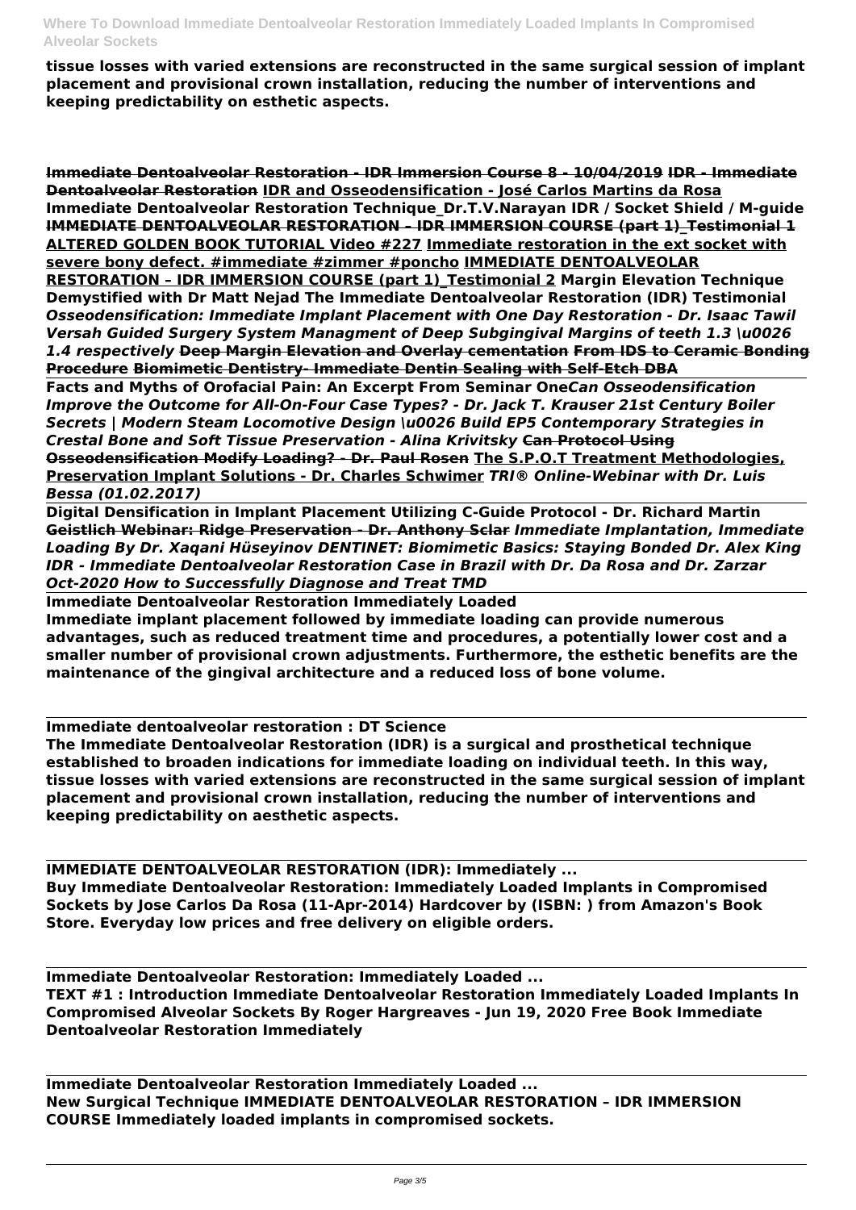tissue losses with varied extensions are reconstructed in the same surgical session of implant placement and provisional crown installation, reducing the number of interventions and keeping predictability on esthetic aspects.

Immediate Dentoalveolar Restoration - IDR Immersion Course 8 - 10/04/2019 IDR - Immediate Dentoalveolar Restoration IDR and Osseodensification - José Carlos Martins da Rosa Immediate Dentoalveolar Restoration Technique_Dr.T.V.Narayan IDR / Socket Shield / M-guide IMMEDIATE DENTOALVEOLAR RESTORATION – IDR IMMERSION COURSE (part 1)_Testimonial 1 ALTERED GOLDEN BOOK TUTORIAL Video #227 Immediate restoration in the ext socket with severe bony defect. #immediate #zimmer #poncho IMMEDIATE DENTOALVEOLAR RESTORATION – IDR IMMERSION COURSE (part 1)_Testimonial 2 Margin Elevation Technique Demystified with Dr Matt Nejad The Immediate Dentoalveolar Restoration (IDR) Testimonial *Osseodensification: Immediate Implant Placement with One Day Restoration - Dr. Isaac Tawil Versah Guided Surgery System Managment of Deep Subgingival Margins of teeth 1.3 \u0026 1.4 respectively* Deep Margin Elevation and Overlay cementation From IDS to Ceramic Bonding Procedure Biomimetic Dentistry- Immediate Dentin Sealing with Self-Etch DBA

Facts and Myths of Orofacial Pain: An Excerpt From Seminar One*Can Osseodensification Improve the Outcome for All-On-Four Case Types? - Dr. Jack T. Krauser 21st Century Boiler Secrets | Modern Steam Locomotive Design \u0026 Build EP5 Contemporary Strategies in Crestal Bone and Soft Tissue Preservation - Alina Krivitsky* Can Protocol Using Osseodensification Modify Loading? - Dr. Paul Rosen The S.P.O.T Treatment Methodologies, Preservation Implant Solutions - Dr. Charles Schwimer *TRI® Online-Webinar with Dr. Luis Bessa (01.02.2017)*

Digital Densification in Implant Placement Utilizing C-Guide Protocol - Dr. Richard Martin Geistlich Webinar: Ridge Preservation - Dr. Anthony Sclar *Immediate Implantation, Immediate Loading By Dr. Xaqani Hüseyinov DENTINET: Biomimetic Basics: Staying Bonded Dr. Alex King IDR - Immediate Dentoalveolar Restoration Case in Brazil with Dr. Da Rosa and Dr. Zarzar Oct-2020 How to Successfully Diagnose and Treat TMD*

## Immediate Dentoalveolar Restoration Immediately Loaded

Immediate implant placement followed by immediate loading can provide numerous advantages, such as reduced treatment time and procedures, a potentially lower cost and a smaller number of provisional crown adjustments. Furthermore, the esthetic benefits are the maintenance of the gingival architecture and a reduced loss of bone volume.

## Immediate dentoalveolar restoration : DT Science

The Immediate Dentoalveolar Restoration (IDR) is a surgical and prosthetical technique established to broaden indications for immediate loading on individual teeth. In this way, tissue losses with varied extensions are reconstructed in the same surgical session of implant placement and provisional crown installation, reducing the number of interventions and keeping predictability on aesthetic aspects.

## IMMEDIATE DENTOALVEOLAR RESTORATION (IDR): Immediately ...

Buy Immediate Dentoalveolar Restoration: Immediately Loaded Implants in Compromised Sockets by Jose Carlos Da Rosa (11-Apr-2014) Hardcover by (ISBN: ) from Amazon's Book Store. Everyday low prices and free delivery on eligible orders.

## Immediate Dentoalveolar Restoration: Immediately Loaded ...

TEXT #1 : Introduction Immediate Dentoalveolar Restoration Immediately Loaded Implants In Compromised Alveolar Sockets By Roger Hargreaves - Jun 19, 2020 Free Book Immediate Dentoalveolar Restoration Immediately

## Immediate Dentoalveolar Restoration Immediately Loaded ...

New Surgical Technique IMMEDIATE DENTOALVEOLAR RESTORATION – IDR IMMERSION COURSE Immediately loaded implants in compromised sockets.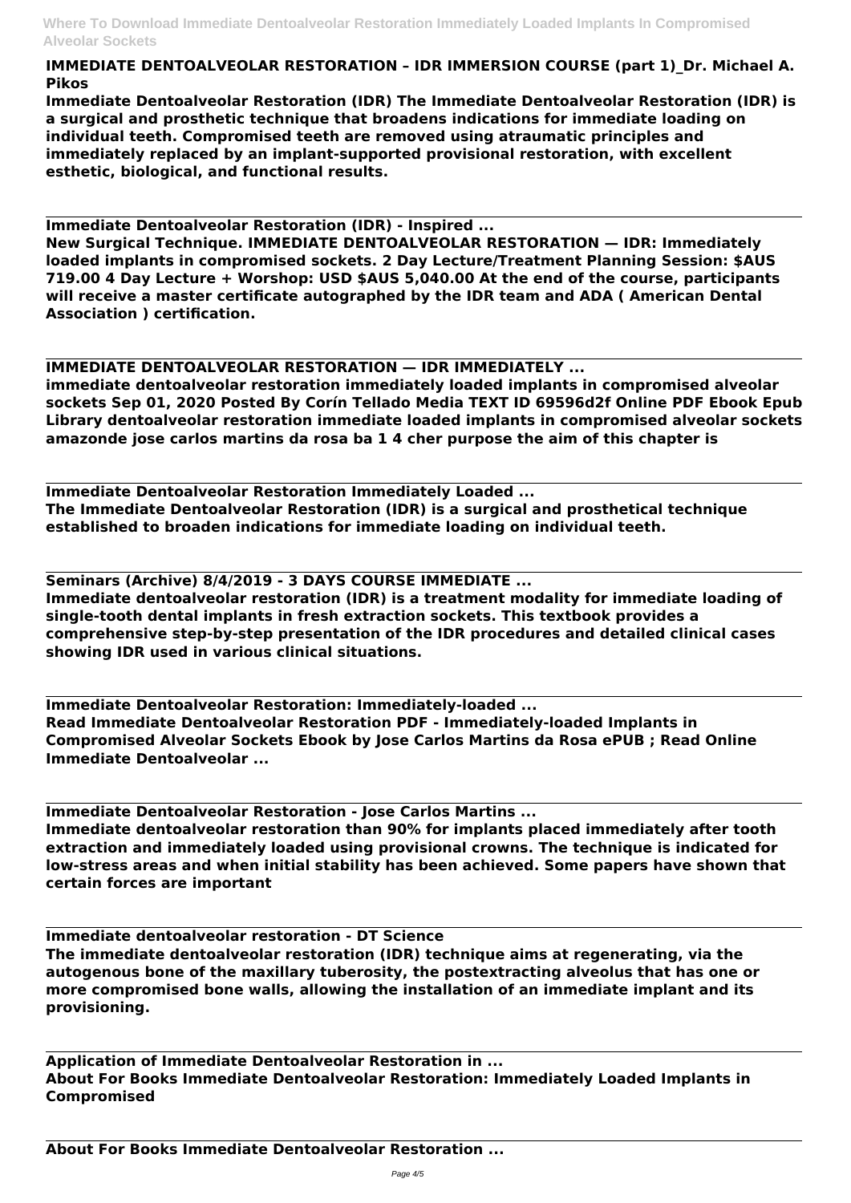**IMMEDIATE DENTOALVEOLAR RESTORATION – IDR IMMERSION COURSE (part 1)_Dr. Michael A. Pikos**

**Immediate Dentoalveolar Restoration (IDR) The Immediate Dentoalveolar Restoration (IDR) is a surgical and prosthetic technique that broadens indications for immediate loading on individual teeth. Compromised teeth are removed using atraumatic principles and immediately replaced by an implant-supported provisional restoration, with excellent esthetic, biological, and functional results.**

---

**Immediate Dentoalveolar Restoration (IDR) - Inspired ...**

**New Surgical Technique. IMMEDIATE DENTOALVEOLAR RESTORATION — IDR: Immediately loaded implants in compromised sockets. 2 Day Lecture/Treatment Planning Session: $AUS 719.00 4 Day Lecture + Worshop: USD $AUS 5,040.00 At the end of the course, participants will receive a master certificate autographed by the IDR team and ADA ( American Dental Association ) certification.**

---

**IMMEDIATE DENTOALVEOLAR RESTORATION — IDR IMMEDIATELY ...**

**immediate dentoalveolar restoration immediately loaded implants in compromised alveolar sockets Sep 01, 2020 Posted By Corín Tellado Media TEXT ID 69596d2f Online PDF Ebook Epub Library dentoalveolar restoration immediate loaded implants in compromised alveolar sockets amazonde jose carlos martins da rosa ba 1 4 cher purpose the aim of this chapter is**

---

**Immediate Dentoalveolar Restoration Immediately Loaded ...**

**The Immediate Dentoalveolar Restoration (IDR) is a surgical and prosthetical technique established to broaden indications for immediate loading on individual teeth.**

---

**Seminars (Archive) 8/4/2019 - 3 DAYS COURSE IMMEDIATE ...**

**Immediate dentoalveolar restoration (IDR) is a treatment modality for immediate loading of single-tooth dental implants in fresh extraction sockets. This textbook provides a comprehensive step-by-step presentation of the IDR procedures and detailed clinical cases showing IDR used in various clinical situations.**

---

**Immediate Dentoalveolar Restoration: Immediately-loaded ...**

**Read Immediate Dentoalveolar Restoration PDF - Immediately-loaded Implants in Compromised Alveolar Sockets Ebook by Jose Carlos Martins da Rosa ePUB ; Read Online Immediate Dentoalveolar ...**

---

**Immediate Dentoalveolar Restoration - Jose Carlos Martins ...**

**Immediate dentoalveolar restoration than 90% for implants placed immediately after tooth extraction and immediately loaded using provisional crowns. The technique is indicated for low-stress areas and when initial stability has been achieved. Some papers have shown that certain forces are important**

---

**Immediate dentoalveolar restoration - DT Science**

**The immediate dentoalveolar restoration (IDR) technique aims at regenerating, via the autogenous bone of the maxillary tuberosity, the postextracting alveolus that has one or more compromised bone walls, allowing the installation of an immediate implant and its provisioning.**

---

**Application of Immediate Dentoalveolar Restoration in ...**

**About For Books Immediate Dentoalveolar Restoration: Immediately Loaded Implants in Compromised**

---

**About For Books Immediate Dentoalveolar Restoration ...**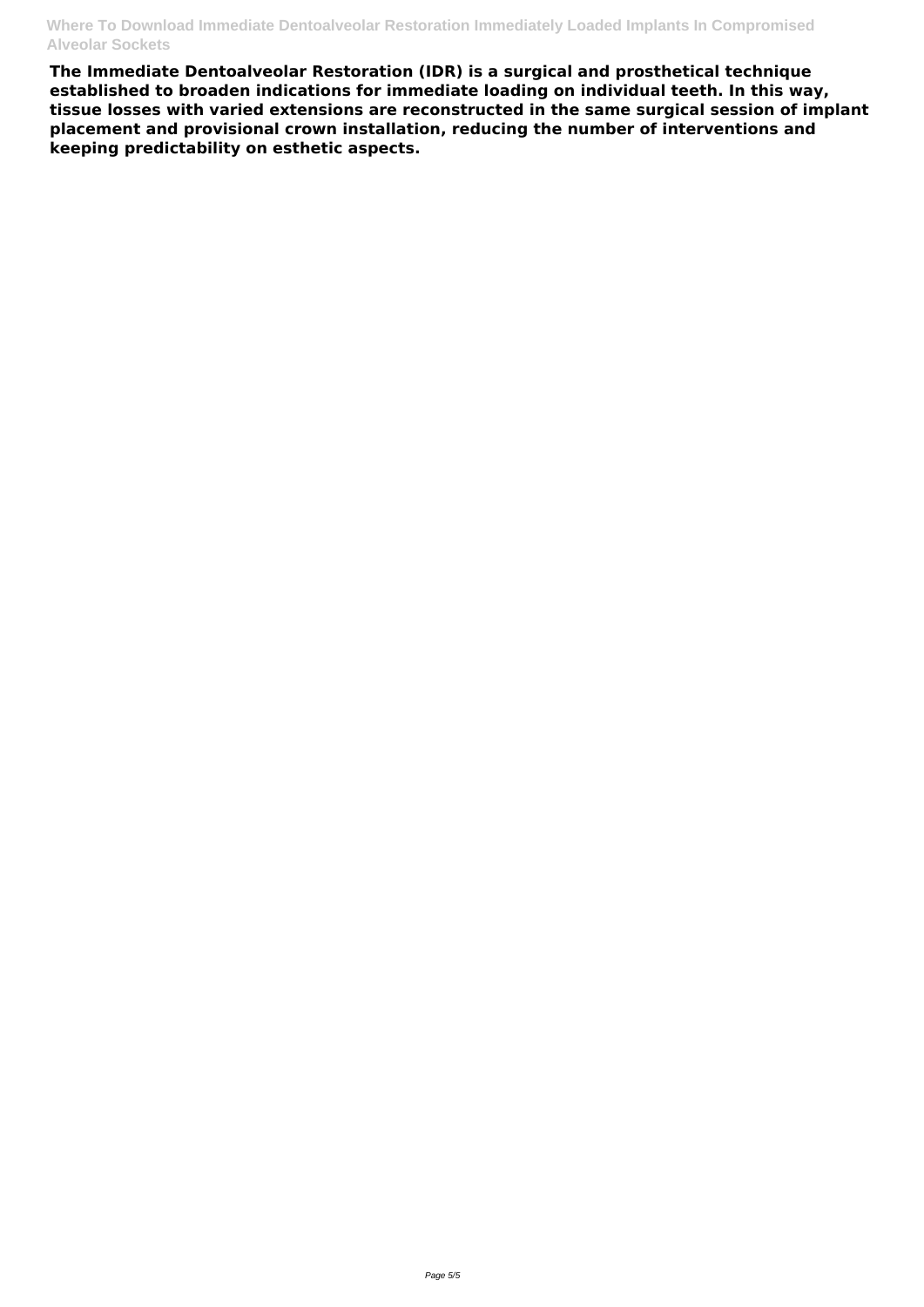**The Immediate Dentoalveolar Restoration (IDR) is a surgical and prosthetical technique established to broaden indications for immediate loading on individual teeth. In this way, tissue losses with varied extensions are reconstructed in the same surgical session of implant placement and provisional crown installation, reducing the number of interventions and keeping predictability on esthetic aspects.**